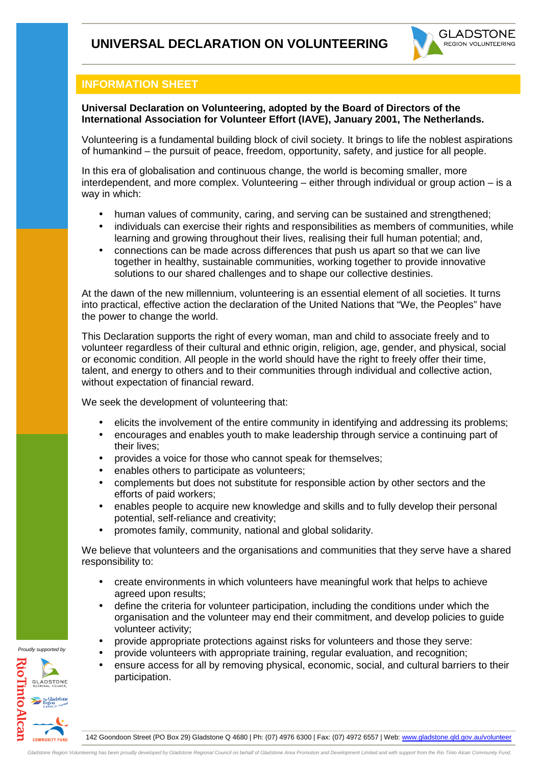# UNIVERSAL DECLARATION ON VOLUNTEERING

## INFORMATION SHEET

**Universal Declaration on Volunteering, adopted by the Board of Directors of the International Association for Volunteer Effort (IAVE), January 2001, The Netherlands.**

Volunteering is a fundamental building block of civil society. It brings to life the noblest aspirations of humankind – the pursuit of peace, freedom, opportunity, safety, and justice for all people.

In this era of globalisation and continuous change, the world is becoming smaller, more interdependent, and more complex. Volunteering – either through individual or group action – is a way in which:

- human values of community, caring, and serving can be sustained and strengthened;
- individuals can exercise their rights and responsibilities as members of communities, while learning and growing throughout their lives, realising their full human potential; and,
- connections can be made across differences that push us apart so that we can live together in healthy, sustainable communities, working together to provide innovative solutions to our shared challenges and to shape our collective destinies.

At the dawn of the new millennium, volunteering is an essential element of all societies. It turns into practical, effective action the declaration of the United Nations that "We, the Peoples" have the power to change the world.

This Declaration supports the right of every woman, man and child to associate freely and to volunteer regardless of their cultural and ethnic origin, religion, age, gender, and physical, social or economic condition. All people in the world should have the right to freely offer their time, talent, and energy to others and to their communities through individual and collective action, without expectation of financial reward.

We seek the development of volunteering that:

- elicits the involvement of the entire community in identifying and addressing its problems;
- encourages and enables youth to make leadership through service a continuing part of their lives;
- provides a voice for those who cannot speak for themselves;
- enables others to participate as volunteers;
- complements but does not substitute for responsible action by other sectors and the efforts of paid workers;
- enables people to acquire new knowledge and skills and to fully develop their personal potential, self-reliance and creativity;
- promotes family, community, national and global solidarity.

We believe that volunteers and the organisations and communities that they serve have a shared responsibility to:

- create environments in which volunteers have meaningful work that helps to achieve agreed upon results;
- define the criteria for volunteer participation, including the conditions under which the organisation and the volunteer may end their commitment, and develop policies to guide volunteer activity;
- provide appropriate protections against risks for volunteers and those they serve:
- provide volunteers with appropriate training, regular evaluation, and recognition;
- ensure access for all by removing physical, economic, social, and cultural barriers to their participation.

142 Goondoon Street (PO Box 29) Gladstone Q 4680 | Ph: (07) 4976 6300 | Fax: (07) 4972 6557 | Web: www.gladstone.qld.gov.au/volunteer

*Gladstone Region Volunteering has been proudly developed by Gladstone Regional Council on behalf of Gladstone Area Promotion and Development Limited and with support from the Rio Tinto Alcan Community Fund.*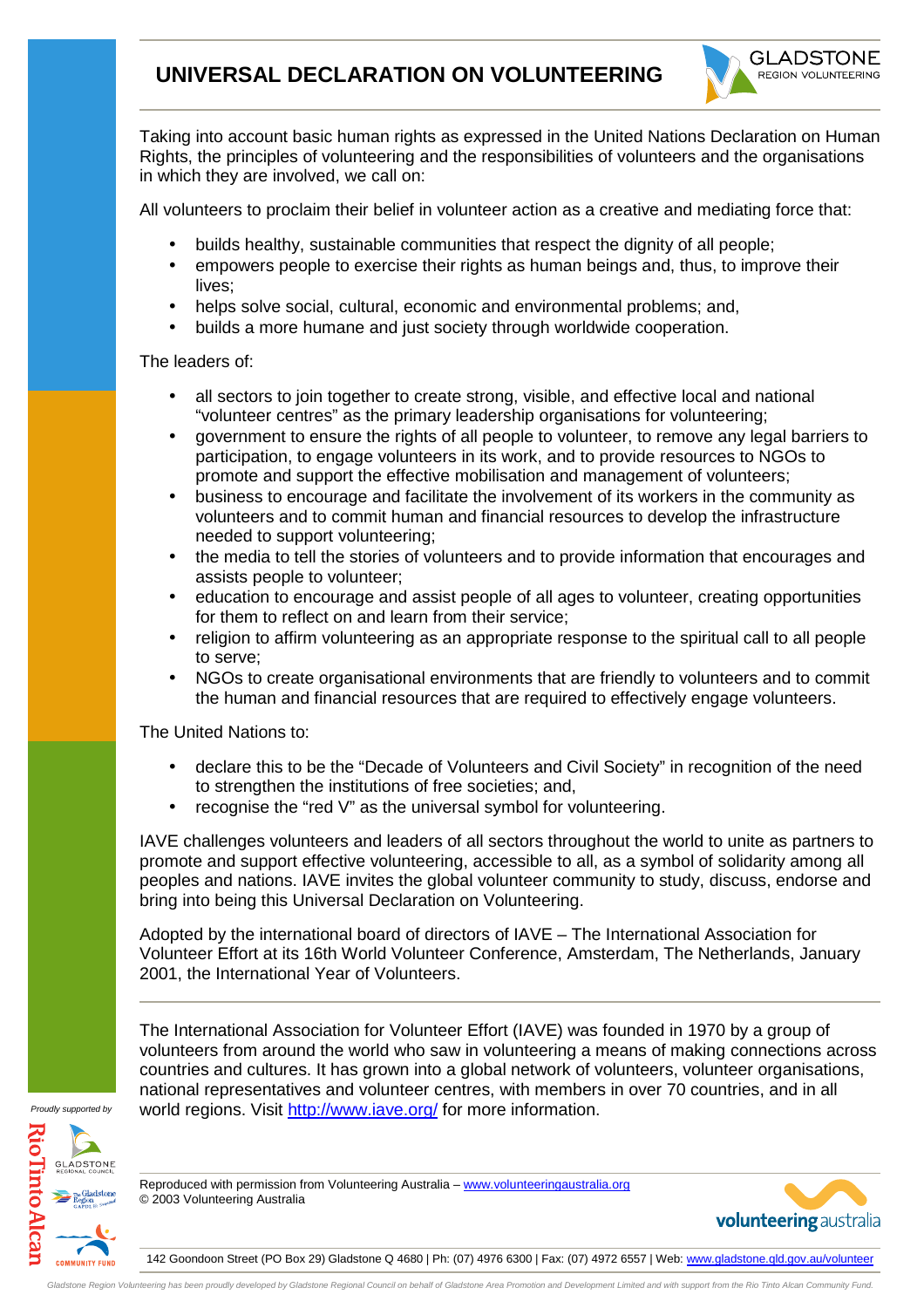# UNIVERSAL DECLARATION ON VOLUNTEERING

Taking into account basic human rights as expressed in the United Nations Declaration on Human Rights, the principles of volunteering and the responsibilities of volunteers and the organisations in which they are involved, we call on:

All volunteers to proclaim their belief in volunteer action as a creative and mediating force that:

- builds healthy, sustainable communities that respect the dignity of all people;
- empowers people to exercise their rights as human beings and, thus, to improve their lives;
- helps solve social, cultural, economic and environmental problems; and,
- builds a more humane and just society through worldwide cooperation.

The leaders of:

- all sectors to join together to create strong, visible, and effective local and national "volunteer centres" as the primary leadership organisations for volunteering;
- government to ensure the rights of all people to volunteer, to remove any legal barriers to participation, to engage volunteers in its work, and to provide resources to NGOs to promote and support the effective mobilisation and management of volunteers;
- business to encourage and facilitate the involvement of its workers in the community as volunteers and to commit human and financial resources to develop the infrastructure needed to support volunteering;
- the media to tell the stories of volunteers and to provide information that encourages and assists people to volunteer;
- education to encourage and assist people of all ages to volunteer, creating opportunities for them to reflect on and learn from their service;
- religion to affirm volunteering as an appropriate response to the spiritual call to all people to serve;
- NGOs to create organisational environments that are friendly to volunteers and to commit the human and financial resources that are required to effectively engage volunteers.

The United Nations to:

- declare this to be the "Decade of Volunteers and Civil Society" in recognition of the need to strengthen the institutions of free societies; and,
- recognise the "red V" as the universal symbol for volunteering.

IAVE challenges volunteers and leaders of all sectors throughout the world to unite as partners to promote and support effective volunteering, accessible to all, as a symbol of solidarity among all peoples and nations. IAVE invites the global volunteer community to study, discuss, endorse and bring into being this Universal Declaration on Volunteering.

Adopted by the international board of directors of IAVE – The International Association for Volunteer Effort at its 16th World Volunteer Conference, Amsterdam, The Netherlands, January 2001, the International Year of Volunteers.

---

The International Association for Volunteer Effort (IAVE) was founded in 1970 by a group of volunteers from around the world who saw in volunteering a means of making connections across countries and cultures. It has grown into a global network of volunteers, volunteer organisations, national representatives and volunteer centres, with members in over 70 countries, and in all world regions. Visit http://www.iave.org/ for more information.

*Proudly supported by*

Reproduced with permission from Volunteering Australia – www.volunteeringaustralia.org
© 2003 Volunteering Australia

142 Goondoon Street (PO Box 29) Gladstone Q 4680 | Ph: (07) 4976 6300 | Fax: (07) 4972 6557 | Web: www.gladstone.qld.gov.au/volunteer

*Gladstone Region Volunteering has been proudly developed by Gladstone Regional Council on behalf of Gladstone Area Promotion and Development Limited and with support from the Rio Tinto Alcan Community Fund.*